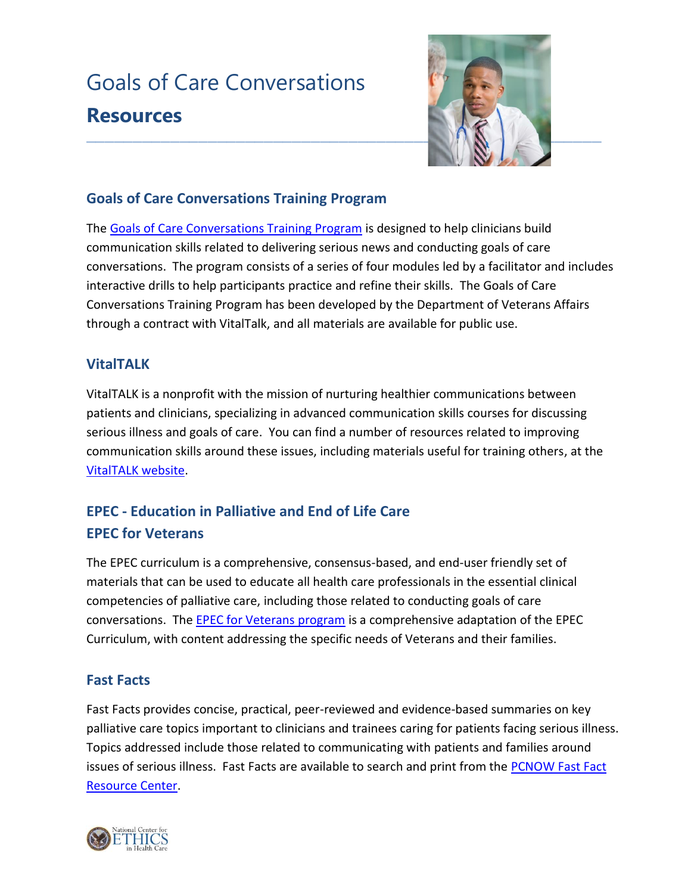# Goals of Care Conversations

# **Resources**

## Goals of Care Conversations Training Program

The Goals of Care Conversations Training Program is designed to help clinicians build communication skills related to delivering serious news and conducting goals of care conversations. The program consists of a series of four modules led by a facilitator and includes interactive drills to help participants practice and refine their skills. The Goals of Care Conversations Training Program has been developed by the Department of Veterans Affairs through a contract with VitalTalk, and all materials are available for public use.

## VitalTALK

VitalTALK is a nonprofit with the mission of nurturing healthier communications between patients and clinicians, specializing in advanced communication skills courses for discussing serious illness and goals of care. You can find a number of resources related to improving communication skills around these issues, including materials useful for training others, at the VitalTALK website.

## EPEC - Education in Palliative and End of Life Care
## EPEC for Veterans

The EPEC curriculum is a comprehensive, consensus-based, and end-user friendly set of materials that can be used to educate all health care professionals in the essential clinical competencies of palliative care, including those related to conducting goals of care conversations. The EPEC for Veterans program is a comprehensive adaptation of the EPEC Curriculum, with content addressing the specific needs of Veterans and their families.

## Fast Facts

Fast Facts provides concise, practical, peer-reviewed and evidence-based summaries on key palliative care topics important to clinicians and trainees caring for patients facing serious illness. Topics addressed include those related to communicating with patients and families around issues of serious illness. Fast Facts are available to search and print from the PCNOW Fast Fact Resource Center.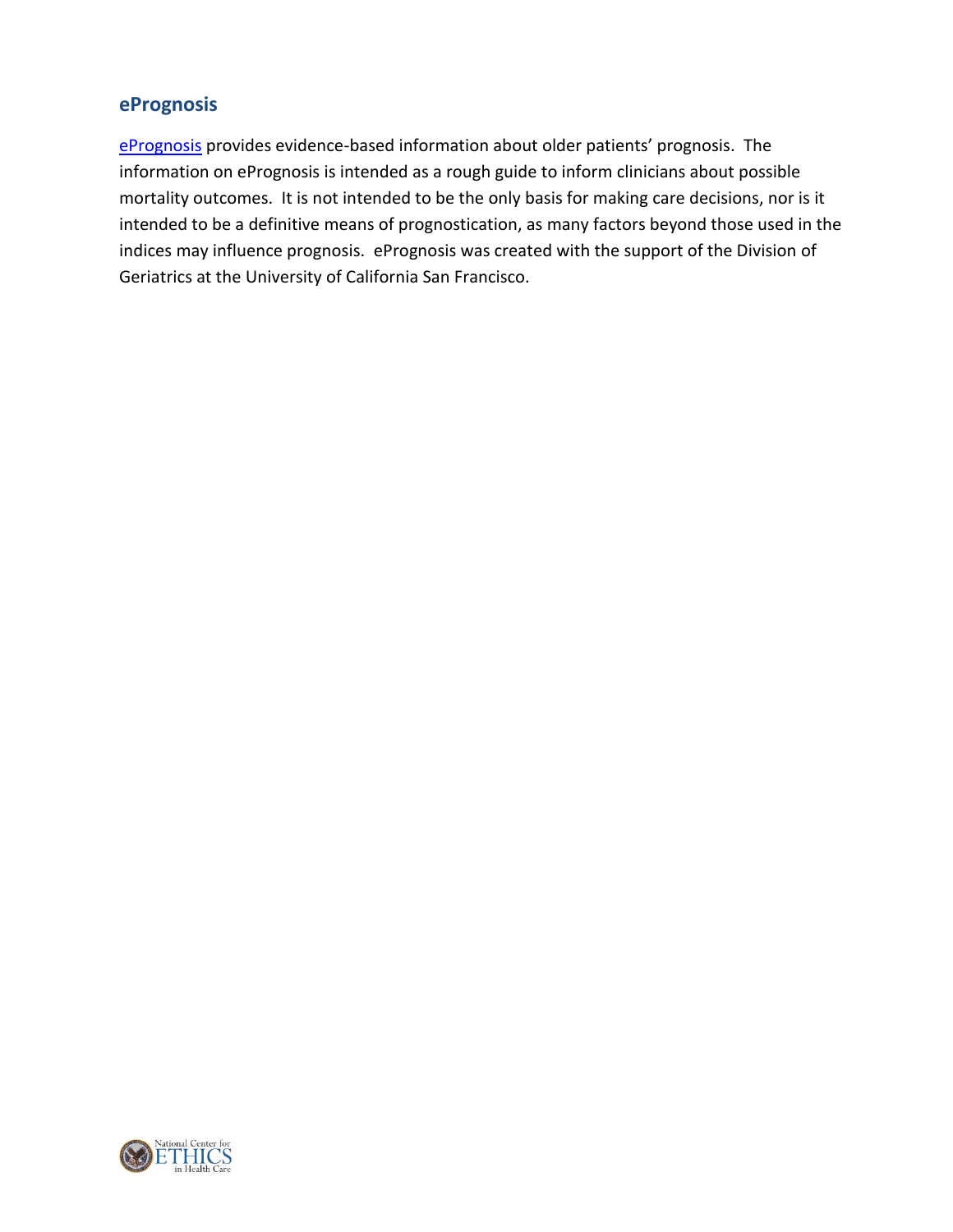## ePrognosis

ePrognosis provides evidence-based information about older patients' prognosis. The information on ePrognosis is intended as a rough guide to inform clinicians about possible mortality outcomes. It is not intended to be the only basis for making care decisions, nor is it intended to be a definitive means of prognostication, as many factors beyond those used in the indices may influence prognosis. ePrognosis was created with the support of the Division of Geriatrics at the University of California San Francisco.